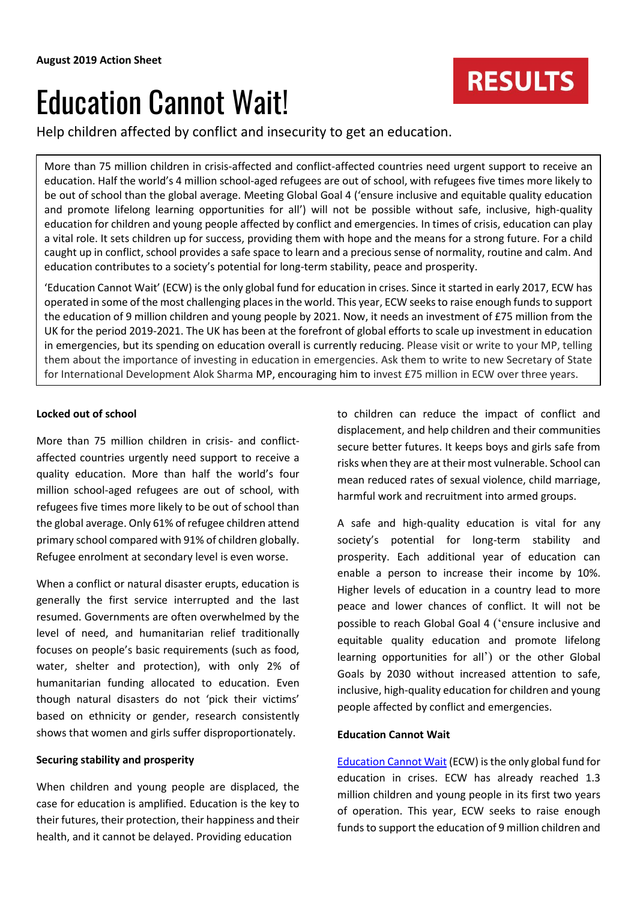**August 2019 Action Sheet**

**RESULTS**

# Education Cannot Wait!

Help children affected by conflict and insecurity to get an education.

More than 75 million children in crisis-affected and conflict-affected countries need urgent support to receive an education. Half the world's 4 million school-aged refugees are out of school, with refugees five times more likely to be out of school than the global average. Meeting Global Goal 4 ('ensure inclusive and equitable quality education and promote lifelong learning opportunities for all') will not be possible without safe, inclusive, high-quality education for children and young people affected by conflict and emergencies. In times of crisis, education can play a vital role. It sets children up for success, providing them with hope and the means for a strong future. For a child caught up in conflict, school provides a safe space to learn and a precious sense of normality, routine and calm. And education contributes to a society's potential for long-term stability, peace and prosperity.

'Education Cannot Wait' (ECW) is the only global fund for education in crises. Since it started in early 2017, ECW has operated in some of the most challenging places in the world. This year, ECW seeks to raise enough funds to support the education of 9 million children and young people by 2021. Now, it needs an investment of £75 million from the UK for the period 2019-2021. The UK has been at the forefront of global efforts to scale up investment in education in emergencies, but its spending on education overall is currently reducing. Please visit or write to your MP, telling them about the importance of investing in education in emergencies. Ask them to write to new Secretary of State for International Development Alok Sharma MP, encouraging him to invest £75 million in ECW over three years.

**Locked out of school**

More than 75 million children in crisis- and conflict-affected countries urgently need support to receive a quality education. More than half the world's four million school-aged refugees are out of school, with refugees five times more likely to be out of school than the global average. Only 61% of refugee children attend primary school compared with 91% of children globally. Refugee enrolment at secondary level is even worse.

When a conflict or natural disaster erupts, education is generally the first service interrupted and the last resumed. Governments are often overwhelmed by the level of need, and humanitarian relief traditionally focuses on people's basic requirements (such as food, water, shelter and protection), with only 2% of humanitarian funding allocated to education. Even though natural disasters do not 'pick their victims' based on ethnicity or gender, research consistently shows that women and girls suffer disproportionately.

**Securing stability and prosperity**

When children and young people are displaced, the case for education is amplified. Education is the key to their futures, their protection, their happiness and their health, and it cannot be delayed. Providing education to children can reduce the impact of conflict and displacement, and help children and their communities secure better futures. It keeps boys and girls safe from risks when they are at their most vulnerable. School can mean reduced rates of sexual violence, child marriage, harmful work and recruitment into armed groups.

A safe and high-quality education is vital for any society's potential for long-term stability and prosperity. Each additional year of education can enable a person to increase their income by 10%. Higher levels of education in a country lead to more peace and lower chances of conflict. It will not be possible to reach Global Goal 4 ('ensure inclusive and equitable quality education and promote lifelong learning opportunities for all') or the other Global Goals by 2030 without increased attention to safe, inclusive, high-quality education for children and young people affected by conflict and emergencies.

**Education Cannot Wait**

Education Cannot Wait (ECW) is the only global fund for education in crises. ECW has already reached 1.3 million children and young people in its first two years of operation. This year, ECW seeks to raise enough funds to support the education of 9 million children and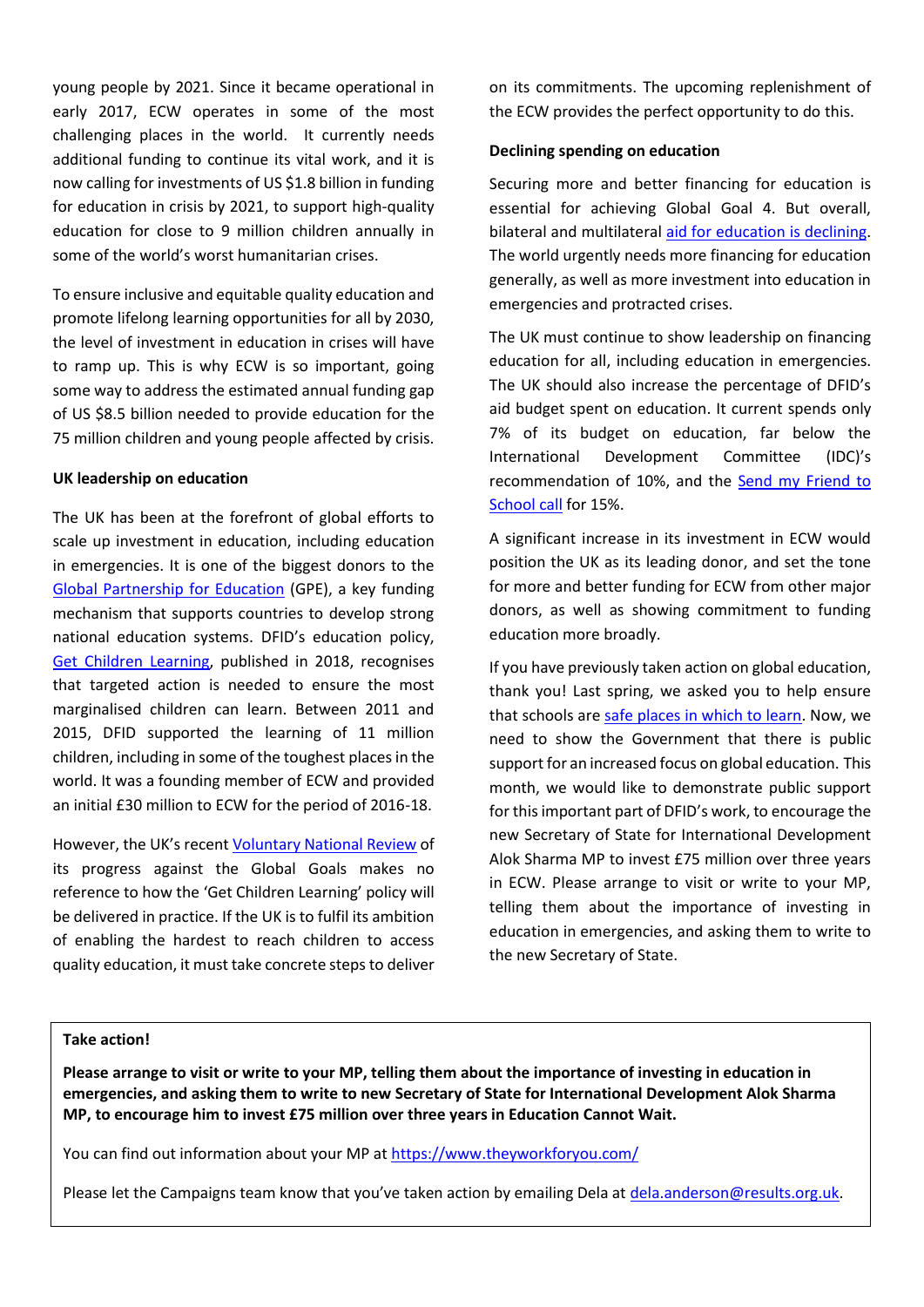young people by 2021. Since it became operational in early 2017, ECW operates in some of the most challenging places in the world. It currently needs additional funding to continue its vital work, and it is now calling for investments of US $1.8 billion in funding for education in crisis by 2021, to support high-quality education for close to 9 million children annually in some of the world's worst humanitarian crises.

To ensure inclusive and equitable quality education and promote lifelong learning opportunities for all by 2030, the level of investment in education in crises will have to ramp up. This is why ECW is so important, going some way to address the estimated annual funding gap of US $8.5 billion needed to provide education for the 75 million children and young people affected by crisis.

**UK leadership on education**

The UK has been at the forefront of global efforts to scale up investment in education, including education in emergencies. It is one of the biggest donors to the [Global Partnership for Education](#) (GPE), a key funding mechanism that supports countries to develop strong national education systems. DFID's education policy, [Get Children Learning](#), published in 2018, recognises that targeted action is needed to ensure the most marginalised children can learn. Between 2011 and 2015, DFID supported the learning of 11 million children, including in some of the toughest places in the world. It was a founding member of ECW and provided an initial £30 million to ECW for the period of 2016-18.

However, the UK's recent [Voluntary National Review](#) of its progress against the Global Goals makes no reference to how the 'Get Children Learning' policy will be delivered in practice. If the UK is to fulfil its ambition of enabling the hardest to reach children to access quality education, it must take concrete steps to deliver on its commitments. The upcoming replenishment of the ECW provides the perfect opportunity to do this.

**Declining spending on education**

Securing more and better financing for education is essential for achieving Global Goal 4. But overall, bilateral and multilateral [aid for education is declining](#). The world urgently needs more financing for education generally, as well as more investment into education in emergencies and protracted crises.

The UK must continue to show leadership on financing education for all, including education in emergencies. The UK should also increase the percentage of DFID's aid budget spent on education. It current spends only 7% of its budget on education, far below the International Development Committee (IDC)'s recommendation of 10%, and the [Send my Friend to School call](#) for 15%.

A significant increase in its investment in ECW would position the UK as its leading donor, and set the tone for more and better funding for ECW from other major donors, as well as showing commitment to funding education more broadly.

If you have previously taken action on global education, thank you! Last spring, we asked you to help ensure that schools are [safe places in which to learn](#). Now, we need to show the Government that there is public support for an increased focus on global education. This month, we would like to demonstrate public support for this important part of DFID's work, to encourage the new Secretary of State for International Development Alok Sharma MP to invest £75 million over three years in ECW. Please arrange to visit or write to your MP, telling them about the importance of investing in education in emergencies, and asking them to write to the new Secretary of State.

**Take action!**

**Please arrange to visit or write to your MP, telling them about the importance of investing in education in emergencies, and asking them to write to new Secretary of State for International Development Alok Sharma MP, to encourage him to invest £75 million over three years in Education Cannot Wait.**

You can find out information about your MP at [https://www.theyworkforyou.com/](https://www.theyworkforyou.com/)

Please let the Campaigns team know that you've taken action by emailing Dela at [dela.anderson@results.org.uk](mailto:dela.anderson@results.org.uk).